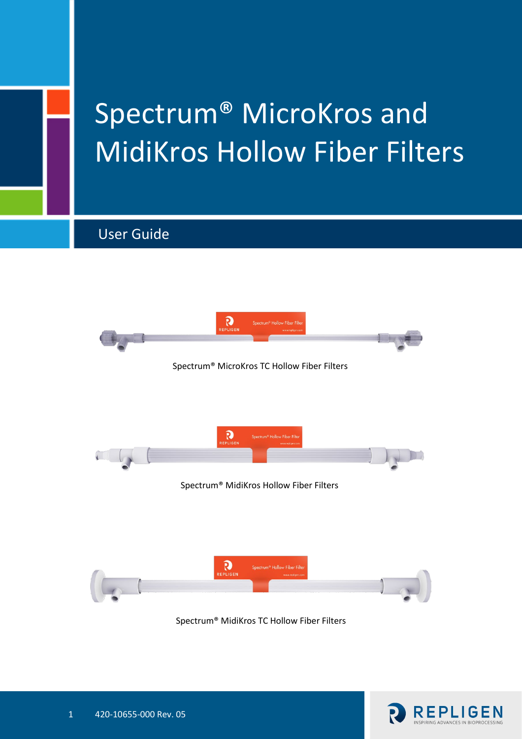# Spectrum® MicroKros and MidiKros Hollow Fiber Filters

## User Guide

Spectrum® MicroKros TC Hollow Fiber Filters

Spectrum® MidiKros Hollow Fiber Filters

Spectrum® MidiKros TC Hollow Fiber Filters

420-10655-000 Rev. 05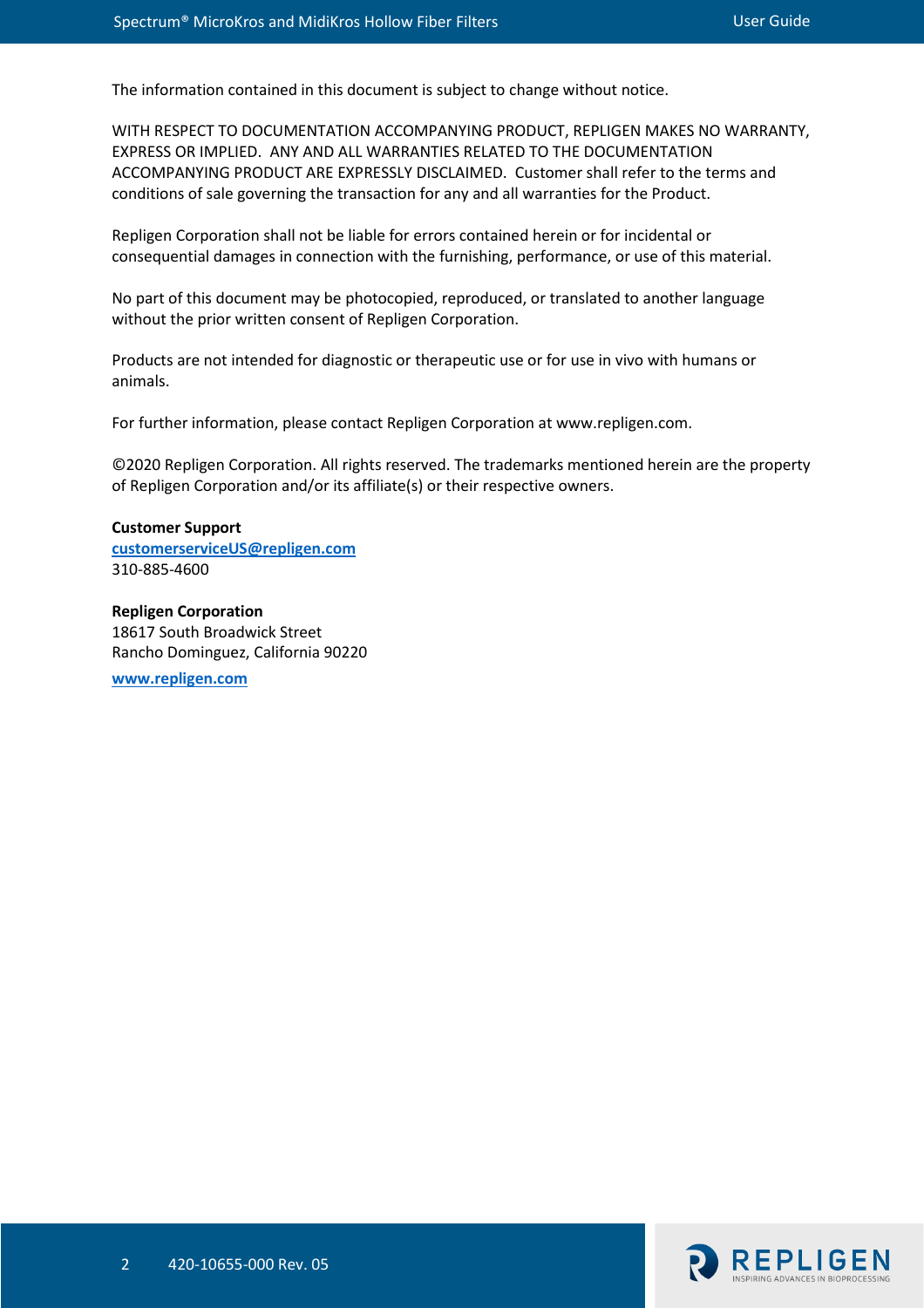The information contained in this document is subject to change without notice.

WITH RESPECT TO DOCUMENTATION ACCOMPANYING PRODUCT, REPLIGEN MAKES NO WARRANTY, EXPRESS OR IMPLIED. ANY AND ALL WARRANTIES RELATED TO THE DOCUMENTATION ACCOMPANYING PRODUCT ARE EXPRESSLY DISCLAIMED. Customer shall refer to the terms and conditions of sale governing the transaction for any and all warranties for the Product.

Repligen Corporation shall not be liable for errors contained herein or for incidental or consequential damages in connection with the furnishing, performance, or use of this material.

No part of this document may be photocopied, reproduced, or translated to another language without the prior written consent of Repligen Corporation.

Products are not intended for diagnostic or therapeutic use or for use in vivo with humans or animals.

For further information, please contact Repligen Corporation at www.repligen.com.

©2020 Repligen Corporation. All rights reserved. The trademarks mentioned herein are the property of Repligen Corporation and/or its affiliate(s) or their respective owners.

**Customer Support**
[customerserviceUS@repligen.com](mailto:customerserviceUS@repligen.com)
310-885-4600

**Repligen Corporation**
18617 South Broadwick Street
Rancho Dominguez, California 90220

[www.repligen.com](http://www.repligen.com)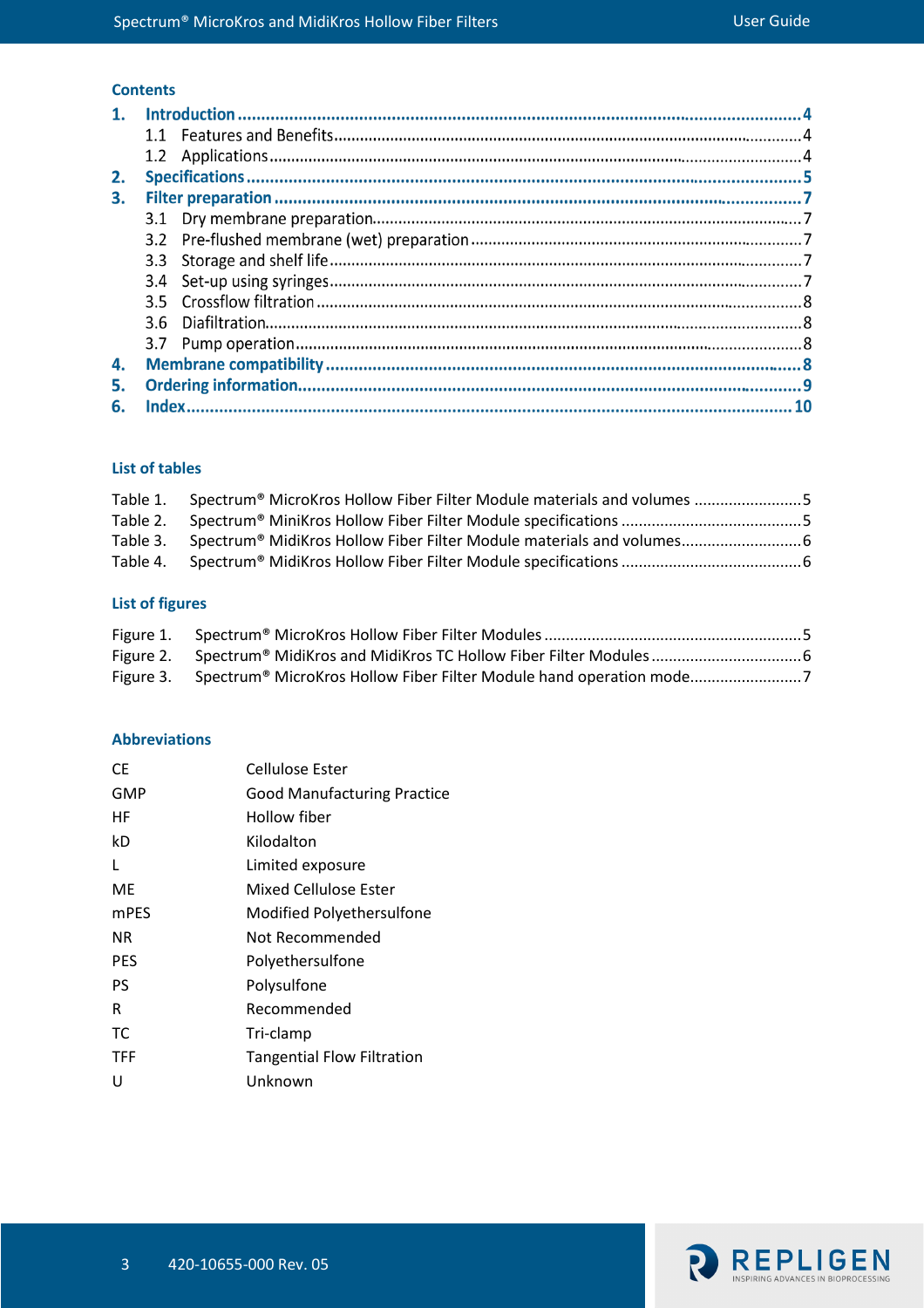## Contents

1. **Introduction** ........ 4
   - 1.1 Features and Benefits ........ 4
   - 1.2 Applications ........ 4
2. **Specifications** ........ 5
3. **Filter preparation** ........ 7
   - 3.1 Dry membrane preparation ........ 7
   - 3.2 Pre-flushed membrane (wet) preparation ........ 7
   - 3.3 Storage and shelf life ........ 7
   - 3.4 Set-up using syringes ........ 7
   - 3.5 Crossflow filtration ........ 8
   - 3.6 Diafiltration ........ 8
   - 3.7 Pump operation ........ 8
4. **Membrane compatibility** ........ 8
5. **Ordering information** ........ 9
6. **Index** ........ 10

## List of tables

Table 1. Spectrum® MicroKros Hollow Fiber Filter Module materials and volumes ........ 5
Table 2. Spectrum® MiniKros Hollow Fiber Filter Module specifications ........ 5
Table 3. Spectrum® MidiKros Hollow Fiber Filter Module materials and volumes ........ 6
Table 4. Spectrum® MidiKros Hollow Fiber Filter Module specifications ........ 6

## List of figures

Figure 1. Spectrum® MicroKros Hollow Fiber Filter Modules ........ 5
Figure 2. Spectrum® MidiKros and MidiKros TC Hollow Fiber Filter Modules ........ 6
Figure 3. Spectrum® MicroKros Hollow Fiber Filter Module hand operation mode ........ 7

## Abbreviations

| | |
|---|---|
| CE | Cellulose Ester |
| GMP | Good Manufacturing Practice |
| HF | Hollow fiber |
| kD | Kilodalton |
| L | Limited exposure |
| ME | Mixed Cellulose Ester |
| mPES | Modified Polyethersulfone |
| NR | Not Recommended |
| PES | Polyethersulfone |
| PS | Polysulfone |
| R | Recommended |
| TC | Tri-clamp |
| TFF | Tangential Flow Filtration |
| U | Unknown |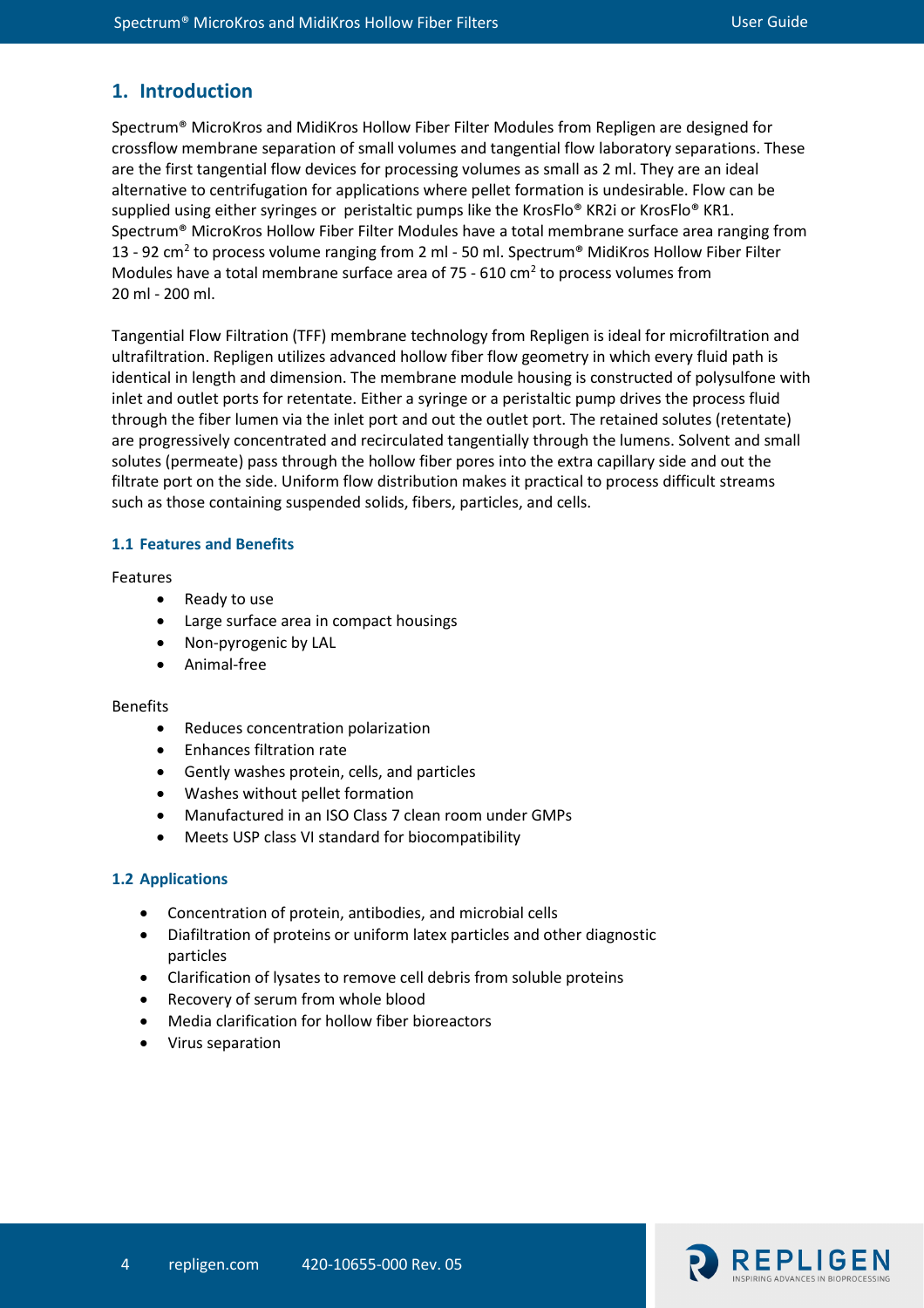## 1. Introduction

Spectrum® MicroKros and MidiKros Hollow Fiber Filter Modules from Repligen are designed for crossflow membrane separation of small volumes and tangential flow laboratory separations. These are the first tangential flow devices for processing volumes as small as 2 ml. They are an ideal alternative to centrifugation for applications where pellet formation is undesirable. Flow can be supplied using either syringes or peristaltic pumps like the KrosFlo® KR2i or KrosFlo® KR1. Spectrum® MicroKros Hollow Fiber Filter Modules have a total membrane surface area ranging from 13 - 92 $cm^2$ to process volume ranging from 2 ml - 50 ml. Spectrum® MidiKros Hollow Fiber Filter Modules have a total membrane surface area of 75 - 610 $cm^2$ to process volumes from 20 ml - 200 ml.

Tangential Flow Filtration (TFF) membrane technology from Repligen is ideal for microfiltration and ultrafiltration. Repligen utilizes advanced hollow fiber flow geometry in which every fluid path is identical in length and dimension. The membrane module housing is constructed of polysulfone with inlet and outlet ports for retentate. Either a syringe or a peristaltic pump drives the process fluid through the fiber lumen via the inlet port and out the outlet port. The retained solutes (retentate) are progressively concentrated and recirculated tangentially through the lumens. Solvent and small solutes (permeate) pass through the hollow fiber pores into the extra capillary side and out the filtrate port on the side. Uniform flow distribution makes it practical to process difficult streams such as those containing suspended solids, fibers, particles, and cells.

### 1.1 Features and Benefits

Features

- Ready to use
- Large surface area in compact housings
- Non-pyrogenic by LAL
- Animal-free

Benefits

- Reduces concentration polarization
- Enhances filtration rate
- Gently washes protein, cells, and particles
- Washes without pellet formation
- Manufactured in an ISO Class 7 clean room under GMPs
- Meets USP class VI standard for biocompatibility

### 1.2 Applications

- Concentration of protein, antibodies, and microbial cells
- Diafiltration of proteins or uniform latex particles and other diagnostic particles
- Clarification of lysates to remove cell debris from soluble proteins
- Recovery of serum from whole blood
- Media clarification for hollow fiber bioreactors
- Virus separation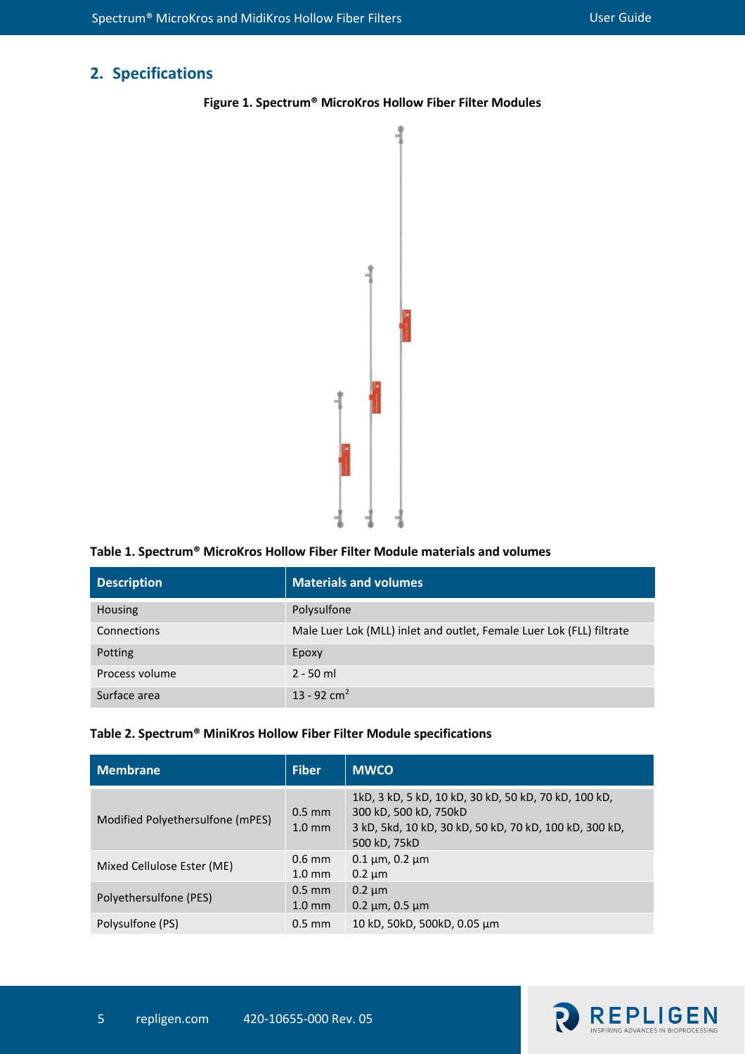## 2. Specifications

**Figure 1. Spectrum® MicroKros Hollow Fiber Filter Modules**

**Table 1. Spectrum® MicroKros Hollow Fiber Filter Module materials and volumes**

| Description | Materials and volumes |
|---|---|
| Housing | Polysulfone |
| Connections | Male Luer Lok (MLL) inlet and outlet, Female Luer Lok (FLL) filtrate |
| Potting | Epoxy |
| Process volume | 2 - 50 ml |
| Surface area | 13 - 92 cm$^2$ |

**Table 2. Spectrum® MiniKros Hollow Fiber Filter Module specifications**

| Membrane | Fiber | MWCO |
|---|---|---|
| Modified Polyethersulfone (mPES) | 0.5 mm<br>1.0 mm | 1kD, 3 kD, 5 kD, 10 kD, 30 kD, 50 kD, 70 kD, 100 kD, 300 kD, 500 kD, 750kD<br>3 kD, 5kd, 10 kD, 30 kD, 50 kD, 70 kD, 100 kD, 300 kD, 500 kD, 75kD |
| Mixed Cellulose Ester (ME) | 0.6 mm<br>1.0 mm | 0.1 µm, 0.2 µm<br>0.2 µm |
| Polyethersulfone (PES) | 0.5 mm<br>1.0 mm | 0.2 µm<br>0.2 µm, 0.5 µm |
| Polysulfone (PS) | 0.5 mm | 10 kD, 50kD, 500kD, 0.05 µm |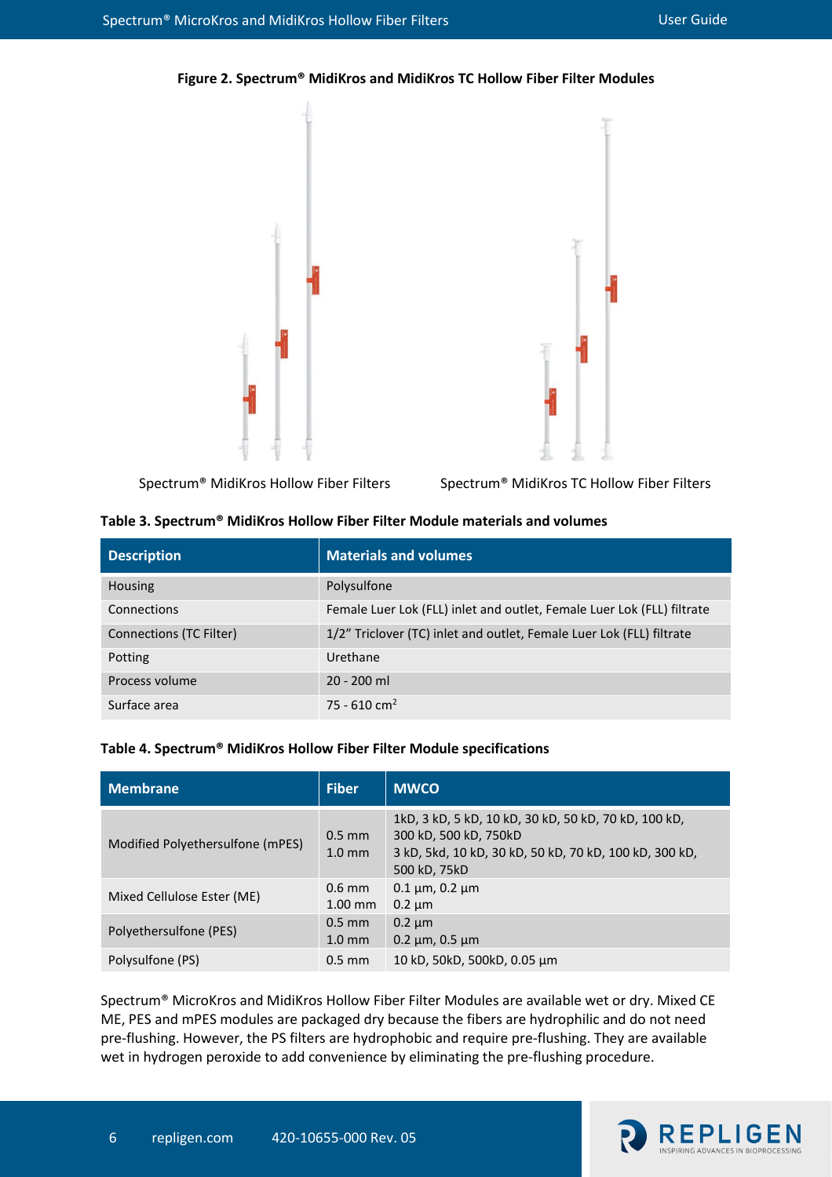**Figure 2. Spectrum® MidiKros and MidiKros TC Hollow Fiber Filter Modules**

Spectrum® MidiKros Hollow Fiber Filters

Spectrum® MidiKros TC Hollow Fiber Filters

**Table 3. Spectrum® MidiKros Hollow Fiber Filter Module materials and volumes**

| Description | Materials and volumes |
|---|---|
| Housing | Polysulfone |
| Connections | Female Luer Lok (FLL) inlet and outlet, Female Luer Lok (FLL) filtrate |
| Connections (TC Filter) | 1/2" Triclover (TC) inlet and outlet, Female Luer Lok (FLL) filtrate |
| Potting | Urethane |
| Process volume | 20 - 200 ml |
| Surface area | 75 - 610 cm$^2$ |

**Table 4. Spectrum® MidiKros Hollow Fiber Filter Module specifications**

| Membrane | Fiber | MWCO |
|---|---|---|
| Modified Polyethersulfone (mPES) | 0.5 mm<br>1.0 mm | 1kD, 3 kD, 5 kD, 10 kD, 30 kD, 50 kD, 70 kD, 100 kD, 300 kD, 500 kD, 750kD<br>3 kD, 5kd, 10 kD, 30 kD, 50 kD, 70 kD, 100 kD, 300 kD, 500 kD, 75kD |
| Mixed Cellulose Ester (ME) | 0.6 mm<br>1.00 mm | 0.1 µm, 0.2 µm<br>0.2 µm |
| Polyethersulfone (PES) | 0.5 mm<br>1.0 mm | 0.2 µm<br>0.2 µm, 0.5 µm |
| Polysulfone (PS) | 0.5 mm | 10 kD, 50kD, 500kD, 0.05 µm |

Spectrum® MicroKros and MidiKros Hollow Fiber Filter Modules are available wet or dry. Mixed CE ME, PES and mPES modules are packaged dry because the fibers are hydrophilic and do not need pre-flushing. However, the PS filters are hydrophobic and require pre-flushing. They are available wet in hydrogen peroxide to add convenience by eliminating the pre-flushing procedure.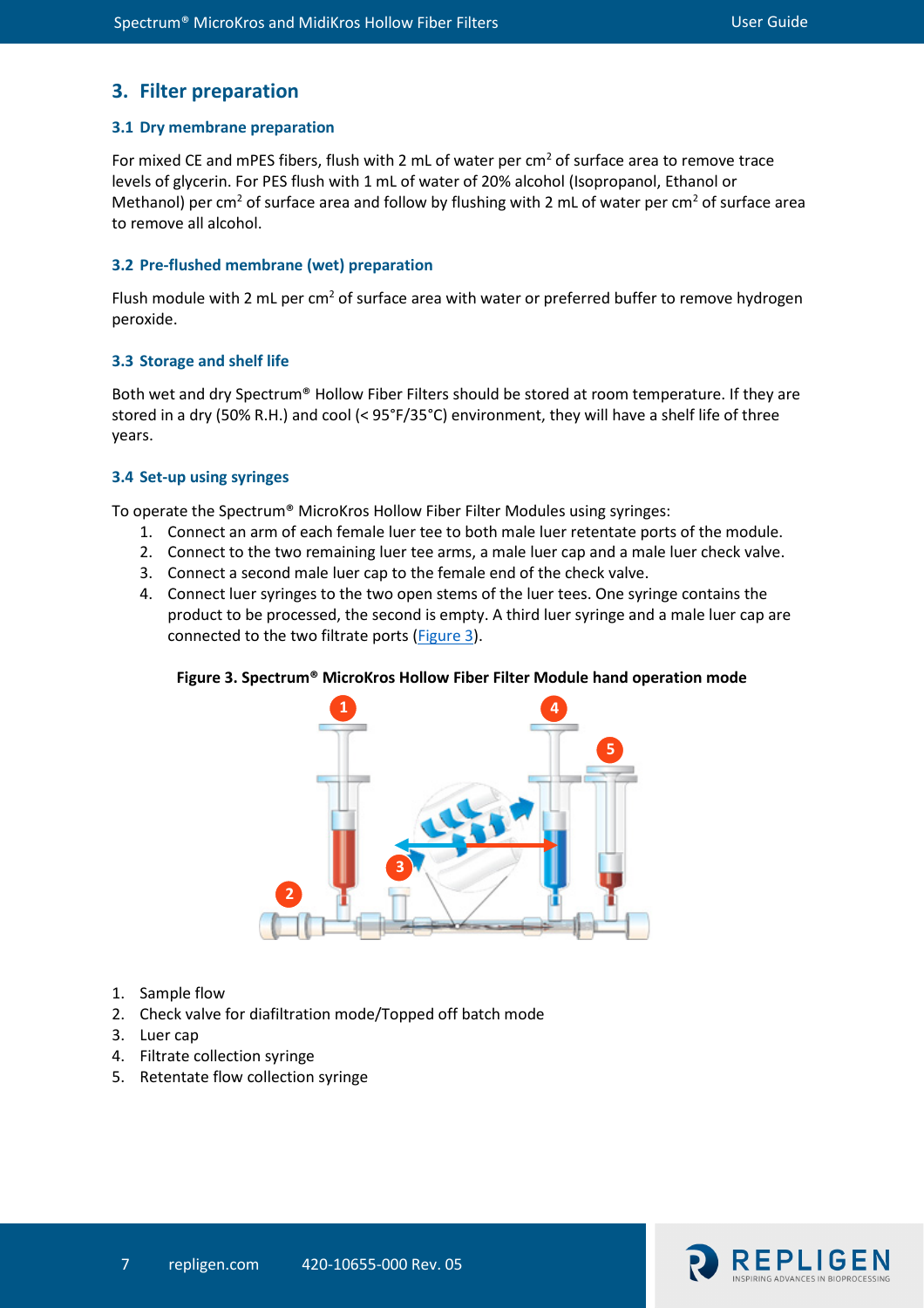## 3. Filter preparation

### 3.1 Dry membrane preparation

For mixed CE and mPES fibers, flush with 2 mL of water per $cm^2$ of surface area to remove trace levels of glycerin. For PES flush with 1 mL of water of 20% alcohol (Isopropanol, Ethanol or Methanol) per $cm^2$ of surface area and follow by flushing with 2 mL of water per $cm^2$ of surface area to remove all alcohol.

### 3.2 Pre-flushed membrane (wet) preparation

Flush module with 2 mL per $cm^2$ of surface area with water or preferred buffer to remove hydrogen peroxide.

### 3.3 Storage and shelf life

Both wet and dry Spectrum® Hollow Fiber Filters should be stored at room temperature. If they are stored in a dry (50% R.H.) and cool (< 95°F/35°C) environment, they will have a shelf life of three years.

### 3.4 Set-up using syringes

To operate the Spectrum® MicroKros Hollow Fiber Filter Modules using syringes:

1. Connect an arm of each female luer tee to both male luer retentate ports of the module.
2. Connect to the two remaining luer tee arms, a male luer cap and a male luer check valve.
3. Connect a second male luer cap to the female end of the check valve.
4. Connect luer syringes to the two open stems of the luer tees. One syringe contains the product to be processed, the second is empty. A third luer syringe and a male luer cap are connected to the two filtrate ports (Figure 3).

**Figure 3. Spectrum® MicroKros Hollow Fiber Filter Module hand operation mode**

1. Sample flow
2. Check valve for diafiltration mode/Topped off batch mode
3. Luer cap
4. Filtrate collection syringe
5. Retentate flow collection syringe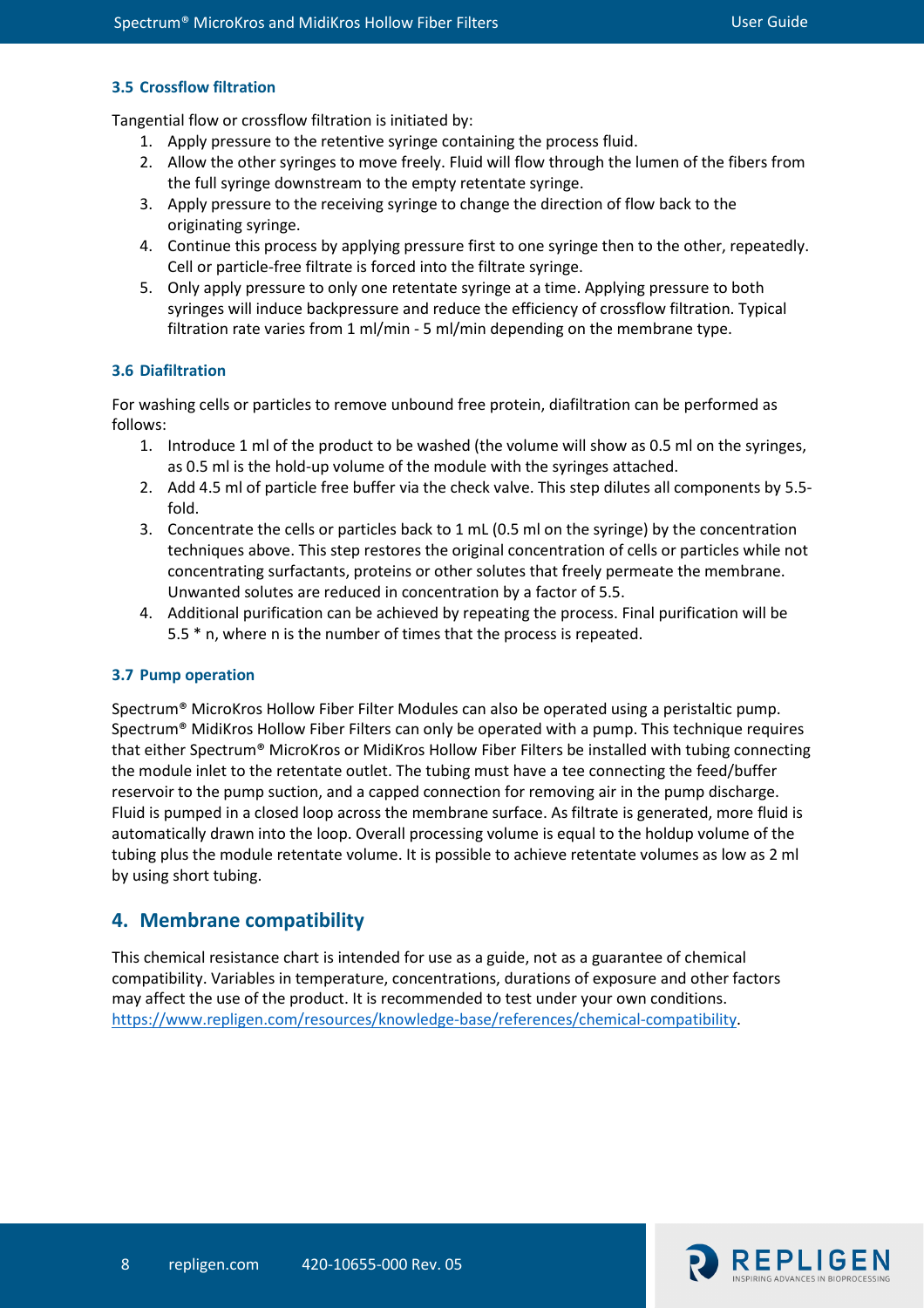### 3.5 Crossflow filtration

Tangential flow or crossflow filtration is initiated by:

1. Apply pressure to the retentive syringe containing the process fluid.
2. Allow the other syringes to move freely. Fluid will flow through the lumen of the fibers from the full syringe downstream to the empty retentate syringe.
3. Apply pressure to the receiving syringe to change the direction of flow back to the originating syringe.
4. Continue this process by applying pressure first to one syringe then to the other, repeatedly. Cell or particle-free filtrate is forced into the filtrate syringe.
5. Only apply pressure to only one retentate syringe at a time. Applying pressure to both syringes will induce backpressure and reduce the efficiency of crossflow filtration. Typical filtration rate varies from 1 ml/min - 5 ml/min depending on the membrane type.

### 3.6 Diafiltration

For washing cells or particles to remove unbound free protein, diafiltration can be performed as follows:

1. Introduce 1 ml of the product to be washed (the volume will show as 0.5 ml on the syringes, as 0.5 ml is the hold-up volume of the module with the syringes attached.
2. Add 4.5 ml of particle free buffer via the check valve. This step dilutes all components by 5.5-fold.
3. Concentrate the cells or particles back to 1 mL (0.5 ml on the syringe) by the concentration techniques above. This step restores the original concentration of cells or particles while not concentrating surfactants, proteins or other solutes that freely permeate the membrane. Unwanted solutes are reduced in concentration by a factor of 5.5.
4. Additional purification can be achieved by repeating the process. Final purification will be 5.5 * n, where n is the number of times that the process is repeated.

### 3.7 Pump operation

Spectrum® MicroKros Hollow Fiber Filter Modules can also be operated using a peristaltic pump. Spectrum® MidiKros Hollow Fiber Filters can only be operated with a pump. This technique requires that either Spectrum® MicroKros or MidiKros Hollow Fiber Filters be installed with tubing connecting the module inlet to the retentate outlet. The tubing must have a tee connecting the feed/buffer reservoir to the pump suction, and a capped connection for removing air in the pump discharge. Fluid is pumped in a closed loop across the membrane surface. As filtrate is generated, more fluid is automatically drawn into the loop. Overall processing volume is equal to the holdup volume of the tubing plus the module retentate volume. It is possible to achieve retentate volumes as low as 2 ml by using short tubing.

## 4. Membrane compatibility

This chemical resistance chart is intended for use as a guide, not as a guarantee of chemical compatibility. Variables in temperature, concentrations, durations of exposure and other factors may affect the use of the product. It is recommended to test under your own conditions. https://www.repligen.com/resources/knowledge-base/references/chemical-compatibility.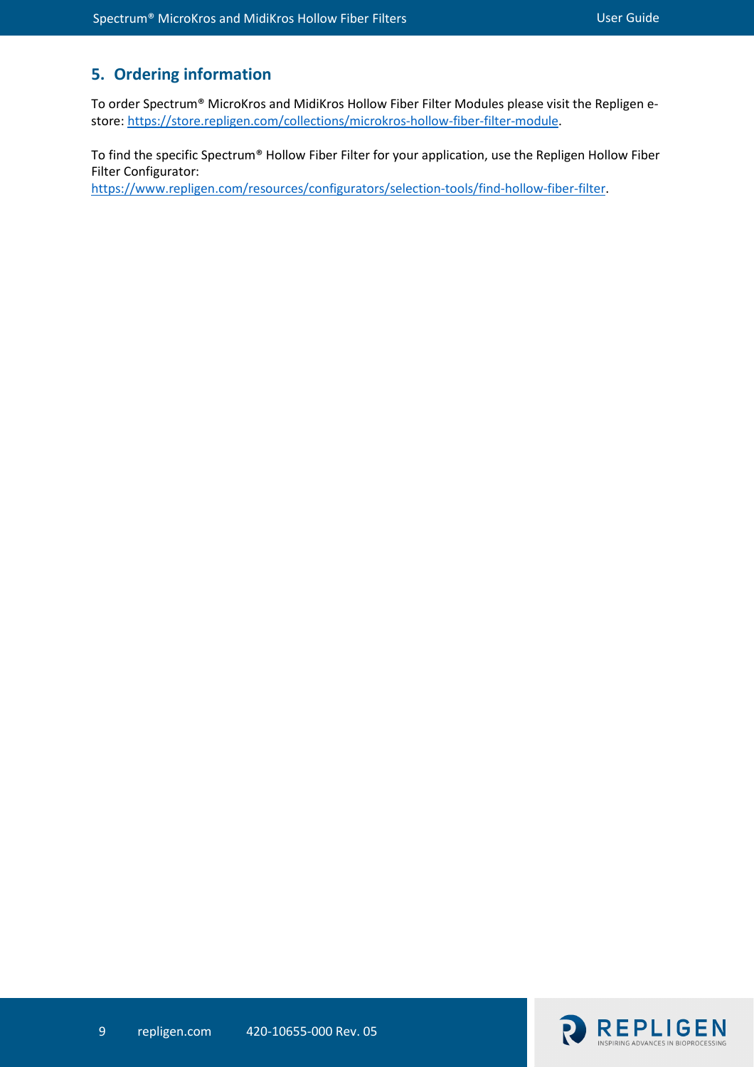## 5. Ordering information

To order Spectrum® MicroKros and MidiKros Hollow Fiber Filter Modules please visit the Repligen e-store: https://store.repligen.com/collections/microkros-hollow-fiber-filter-module.

To find the specific Spectrum® Hollow Fiber Filter for your application, use the Repligen Hollow Fiber Filter Configurator:
https://www.repligen.com/resources/configurators/selection-tools/find-hollow-fiber-filter.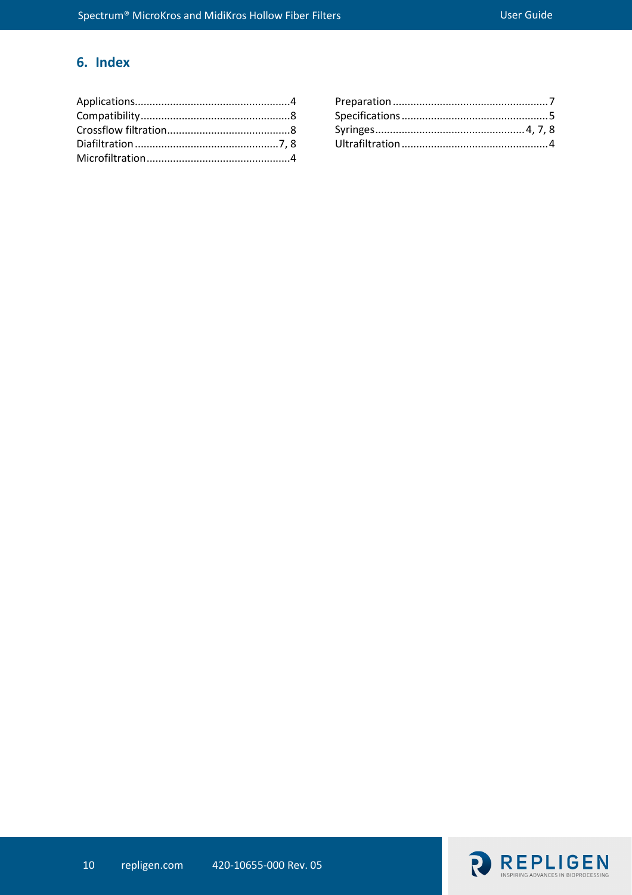## 6. Index

Applications....................................................4
Compatibility..................................................8
Crossflow filtration.........................................8
Diafiltration................................................7, 8
Microfiltration................................................4
Preparation....................................................7
Specifications.................................................5
Syringes..................................................4, 7, 8
Ultrafiltration.................................................4